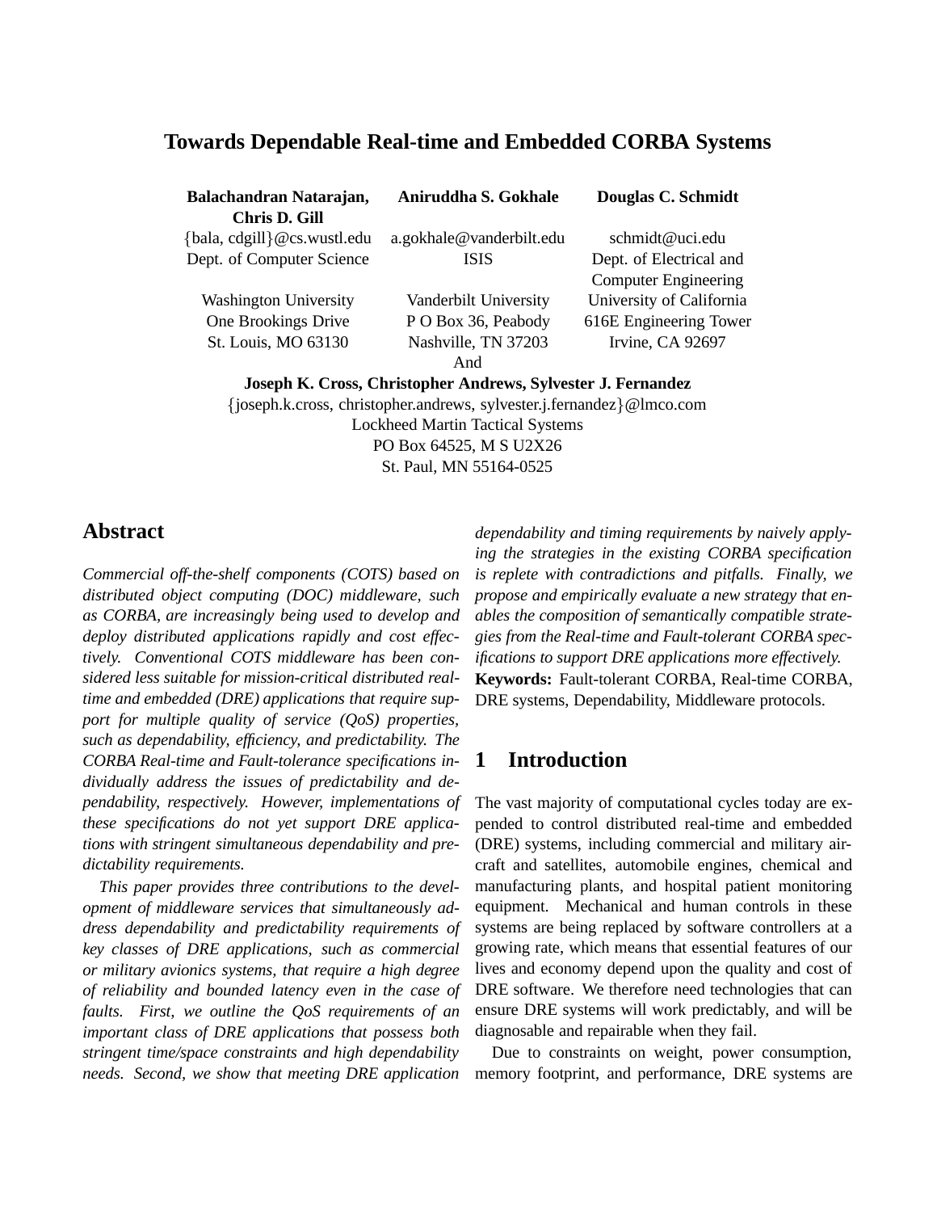# Towards Dependable Real-time and Embedded CORBA Systems

**Balachandran Natarajan, Chris D. Gill**
{bala, cdgill}@cs.wustl.edu
Dept. of Computer Science
Washington University
One Brookings Drive
St. Louis, MO 63130

**Aniruddha S. Gokhale**
a.gokhale@vanderbilt.edu
ISIS
Vanderbilt University
P O Box 36, Peabody
Nashville, TN 37203

**Douglas C. Schmidt**
schmidt@uci.edu
Dept. of Electrical and Computer Engineering
University of California
616E Engineering Tower
Irvine, CA 92697

And

**Joseph K. Cross, Christopher Andrews, Sylvester J. Fernandez**
{joseph.k.cross, christopher.andrews, sylvester.j.fernandez}@lmco.com
Lockheed Martin Tactical Systems
PO Box 64525, M S U2X26
St. Paul, MN 55164-0525

## Abstract

*Commercial off-the-shelf components (COTS) based on distributed object computing (DOC) middleware, such as CORBA, are increasingly being used to develop and deploy distributed applications rapidly and cost effectively. Conventional COTS middleware has been considered less suitable for mission-critical distributed real-time and embedded (DRE) applications that require support for multiple quality of service (QoS) properties, such as dependability, efficiency, and predictability. The CORBA Real-time and Fault-tolerance specifications individually address the issues of predictability and dependability, respectively. However, implementations of these specifications do not yet support DRE applications with stringent simultaneous dependability and predictability requirements.*

*This paper provides three contributions to the development of middleware services that simultaneously address dependability and predictability requirements of key classes of DRE applications, such as commercial or military avionics systems, that require a high degree of reliability and bounded latency even in the case of faults. First, we outline the QoS requirements of an important class of DRE applications that possess both stringent time/space constraints and high dependability needs. Second, we show that meeting DRE application dependability and timing requirements by naively applying the strategies in the existing CORBA specification is replete with contradictions and pitfalls. Finally, we propose and empirically evaluate a new strategy that enables the composition of semantically compatible strategies from the Real-time and Fault-tolerant CORBA specifications to support DRE applications more effectively.*

**Keywords:** Fault-tolerant CORBA, Real-time CORBA, DRE systems, Dependability, Middleware protocols.

## 1 Introduction

The vast majority of computational cycles today are expended to control distributed real-time and embedded (DRE) systems, including commercial and military aircraft and satellites, automobile engines, chemical and manufacturing plants, and hospital patient monitoring equipment. Mechanical and human controls in these systems are being replaced by software controllers at a growing rate, which means that essential features of our lives and economy depend upon the quality and cost of DRE software. We therefore need technologies that can ensure DRE systems will work predictably, and will be diagnosable and repairable when they fail.

Due to constraints on weight, power consumption, memory footprint, and performance, DRE systems are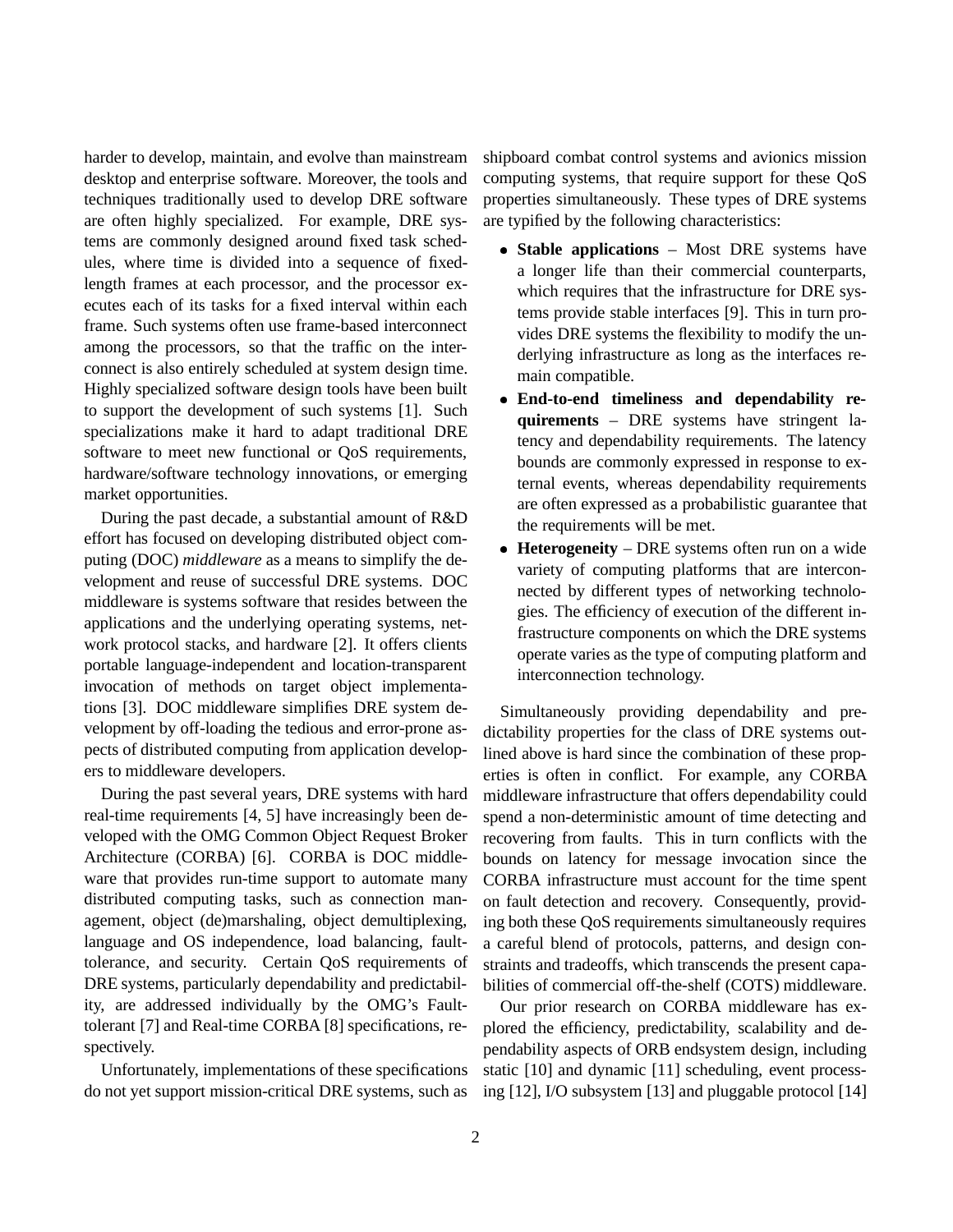harder to develop, maintain, and evolve than mainstream desktop and enterprise software. Moreover, the tools and techniques traditionally used to develop DRE software are often highly specialized. For example, DRE systems are commonly designed around fixed task schedules, where time is divided into a sequence of fixed-length frames at each processor, and the processor executes each of its tasks for a fixed interval within each frame. Such systems often use frame-based interconnect among the processors, so that the traffic on the interconnect is also entirely scheduled at system design time. Highly specialized software design tools have been built to support the development of such systems [1]. Such specializations make it hard to adapt traditional DRE software to meet new functional or QoS requirements, hardware/software technology innovations, or emerging market opportunities.

During the past decade, a substantial amount of R&D effort has focused on developing distributed object computing (DOC) *middleware* as a means to simplify the development and reuse of successful DRE systems. DOC middleware is systems software that resides between the applications and the underlying operating systems, network protocol stacks, and hardware [2]. It offers clients portable language-independent and location-transparent invocation of methods on target object implementations [3]. DOC middleware simplifies DRE system development by off-loading the tedious and error-prone aspects of distributed computing from application developers to middleware developers.

During the past several years, DRE systems with hard real-time requirements [4, 5] have increasingly been developed with the OMG Common Object Request Broker Architecture (CORBA) [6]. CORBA is DOC middleware that provides run-time support to automate many distributed computing tasks, such as connection management, object (de)marshaling, object demultiplexing, language and OS independence, load balancing, fault-tolerance, and security. Certain QoS requirements of DRE systems, particularly dependability and predictability, are addressed individually by the OMG's Fault-tolerant [7] and Real-time CORBA [8] specifications, respectively.

Unfortunately, implementations of these specifications do not yet support mission-critical DRE systems, such as shipboard combat control systems and avionics mission computing systems, that require support for these QoS properties simultaneously. These types of DRE systems are typified by the following characteristics:

- **Stable applications** – Most DRE systems have a longer life than their commercial counterparts, which requires that the infrastructure for DRE systems provide stable interfaces [9]. This in turn provides DRE systems the flexibility to modify the underlying infrastructure as long as the interfaces remain compatible.
- **End-to-end timeliness and dependability requirements** – DRE systems have stringent latency and dependability requirements. The latency bounds are commonly expressed in response to external events, whereas dependability requirements are often expressed as a probabilistic guarantee that the requirements will be met.
- **Heterogeneity** – DRE systems often run on a wide variety of computing platforms that are interconnected by different types of networking technologies. The efficiency of execution of the different infrastructure components on which the DRE systems operate varies as the type of computing platform and interconnection technology.

Simultaneously providing dependability and predictability properties for the class of DRE systems outlined above is hard since the combination of these properties is often in conflict. For example, any CORBA middleware infrastructure that offers dependability could spend a non-deterministic amount of time detecting and recovering from faults. This in turn conflicts with the bounds on latency for message invocation since the CORBA infrastructure must account for the time spent on fault detection and recovery. Consequently, providing both these QoS requirements simultaneously requires a careful blend of protocols, patterns, and design constraints and tradeoffs, which transcends the present capabilities of commercial off-the-shelf (COTS) middleware.

Our prior research on CORBA middleware has explored the efficiency, predictability, scalability and dependability aspects of ORB endsystem design, including static [10] and dynamic [11] scheduling, event processing [12], I/O subsystem [13] and pluggable protocol [14]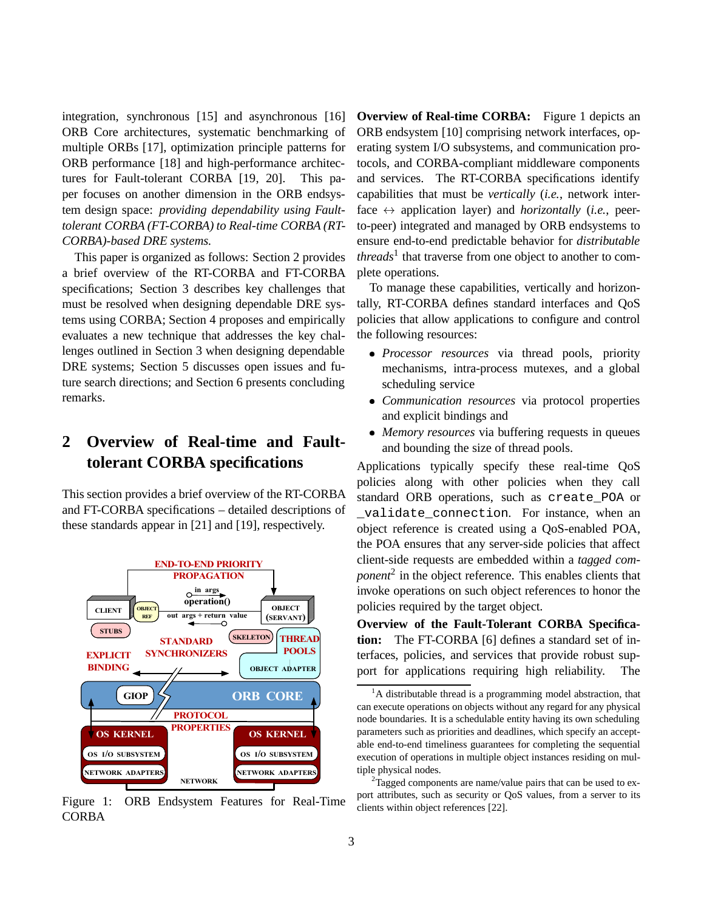integration, synchronous [15] and asynchronous [16] ORB Core architectures, systematic benchmarking of multiple ORBs [17], optimization principle patterns for ORB performance [18] and high-performance architectures for Fault-tolerant CORBA [19, 20]. This paper focuses on another dimension in the ORB endsystem design space: *providing dependability using Fault-tolerant CORBA (FT-CORBA) to Real-time CORBA (RT-CORBA)-based DRE systems.*

This paper is organized as follows: Section 2 provides a brief overview of the RT-CORBA and FT-CORBA specifications; Section 3 describes key challenges that must be resolved when designing dependable DRE systems using CORBA; Section 4 proposes and empirically evaluates a new technique that addresses the key challenges outlined in Section 3 when designing dependable DRE systems; Section 5 discusses open issues and future search directions; and Section 6 presents concluding remarks.

## 2 Overview of Real-time and Fault-tolerant CORBA specifications

This section provides a brief overview of the RT-CORBA and FT-CORBA specifications – detailed descriptions of these standards appear in [21] and [19], respectively.

Figure 1: ORB Endsystem Features for Real-Time CORBA

**Overview of Real-time CORBA:** Figure 1 depicts an ORB endsystem [10] comprising network interfaces, operating system I/O subsystems, and communication protocols, and CORBA-compliant middleware components and services. The RT-CORBA specifications identify capabilities that must be *vertically* (*i.e.*, network interface $\leftrightarrow$ application layer) and *horizontally* (*i.e.*, peer-to-peer) integrated and managed by ORB endsystems to ensure end-to-end predictable behavior for *distributable threads*[1] that traverse from one object to another to complete operations.

To manage these capabilities, vertically and horizontally, RT-CORBA defines standard interfaces and QoS policies that allow applications to configure and control the following resources:

- *Processor resources* via thread pools, priority mechanisms, intra-process mutexes, and a global scheduling service
- *Communication resources* via protocol properties and explicit bindings and
- *Memory resources* via buffering requests in queues and bounding the size of thread pools.

Applications typically specify these real-time QoS policies along with other policies when they call standard ORB operations, such as `create_POA` or `_validate_connection`. For instance, when an object reference is created using a QoS-enabled POA, the POA ensures that any server-side policies that affect client-side requests are embedded within a *tagged component*[2] in the object reference. This enables clients that invoke operations on such object references to honor the policies required by the target object.

**Overview of the Fault-Tolerant CORBA Specification:** The FT-CORBA [6] defines a standard set of interfaces, policies, and services that provide robust support for applications requiring high reliability. The

[1] A distributable thread is a programming model abstraction, that can execute operations on objects without any regard for any physical node boundaries. It is a schedulable entity having its own scheduling parameters such as priorities and deadlines, which specify an acceptable end-to-end timeliness guarantees for completing the sequential execution of operations in multiple object instances residing on multiple physical nodes.

[2] Tagged components are name/value pairs that can be used to export attributes, such as security or QoS values, from a server to its clients within object references [22].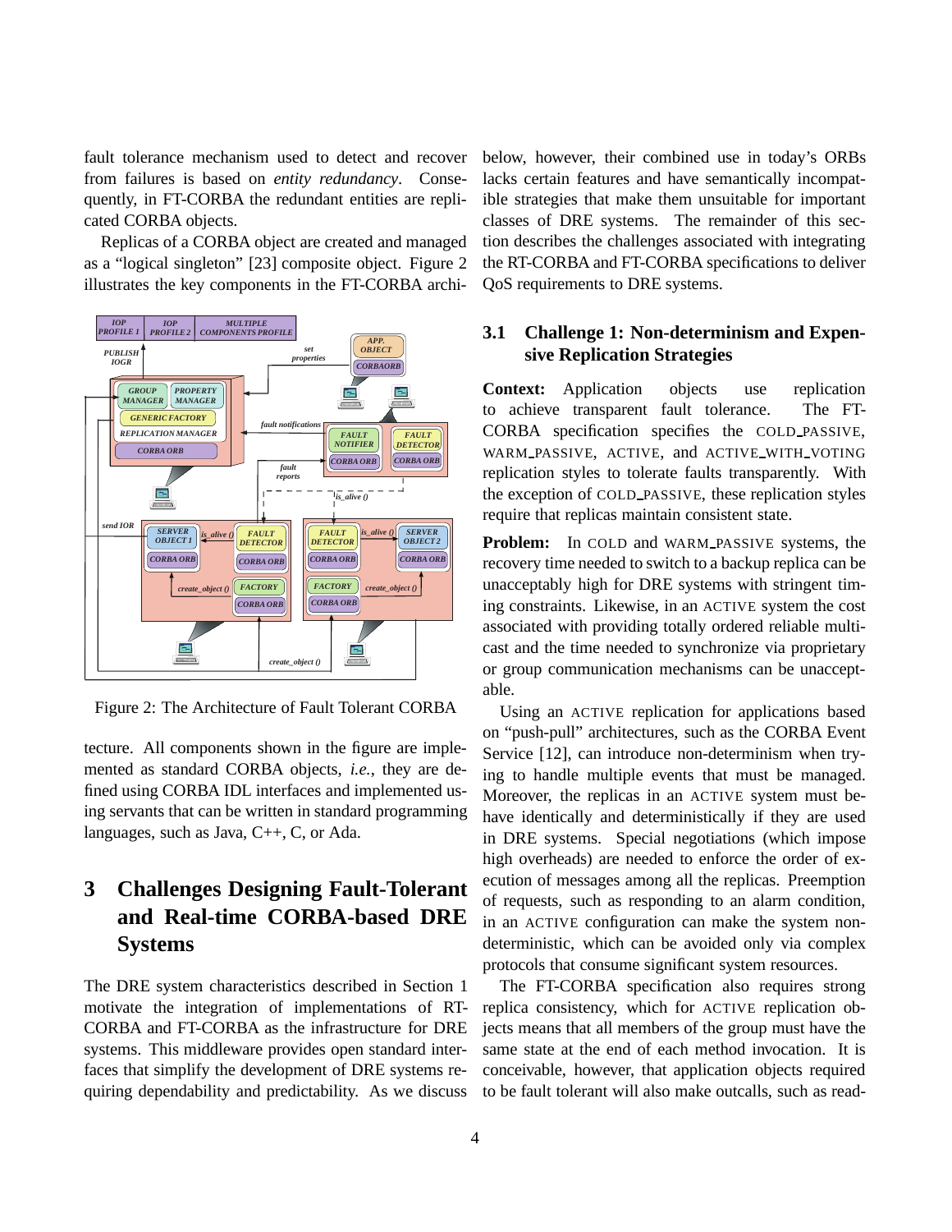fault tolerance mechanism used to detect and recover from failures is based on *entity redundancy*. Consequently, in FT-CORBA the redundant entities are replicated CORBA objects.

Replicas of a CORBA object are created and managed as a "logical singleton" [23] composite object. Figure 2 illustrates the key components in the FT-CORBA architecture. All components shown in the figure are implemented as standard CORBA objects, *i.e.*, they are defined using CORBA IDL interfaces and implemented using servants that can be written in standard programming languages, such as Java, C++, C, or Ada.

Figure 2: The Architecture of Fault Tolerant CORBA

# 3 Challenges Designing Fault-Tolerant and Real-time CORBA-based DRE Systems

The DRE system characteristics described in Section 1 motivate the integration of implementations of RT-CORBA and FT-CORBA as the infrastructure for DRE systems. This middleware provides open standard interfaces that simplify the development of DRE systems requiring dependability and predictability. As we discuss below, however, their combined use in today's ORBs lacks certain features and have semantically incompatible strategies that make them unsuitable for important classes of DRE systems. The remainder of this section describes the challenges associated with integrating the RT-CORBA and FT-CORBA specifications to deliver QoS requirements to DRE systems.

## 3.1 Challenge 1: Non-determinism and Expensive Replication Strategies

**Context:** Application objects use replication to achieve transparent fault tolerance. The FT-CORBA specification specifies the COLD_PASSIVE, WARM_PASSIVE, ACTIVE, and ACTIVE_WITH_VOTING replication styles to tolerate faults transparently. With the exception of COLD_PASSIVE, these replication styles require that replicas maintain consistent state.

**Problem:** In COLD and WARM_PASSIVE systems, the recovery time needed to switch to a backup replica can be unacceptably high for DRE systems with stringent timing constraints. Likewise, in an ACTIVE system the cost associated with providing totally ordered reliable multicast and the time needed to synchronize via proprietary or group communication mechanisms can be unacceptable.

Using an ACTIVE replication for applications based on "push-pull" architectures, such as the CORBA Event Service [12], can introduce non-determinism when trying to handle multiple events that must be managed. Moreover, the replicas in an ACTIVE system must behave identically and deterministically if they are used in DRE systems. Special negotiations (which impose high overheads) are needed to enforce the order of execution of messages among all the replicas. Preemption of requests, such as responding to an alarm condition, in an ACTIVE configuration can make the system non-deterministic, which can be avoided only via complex protocols that consume significant system resources.

The FT-CORBA specification also requires strong replica consistency, which for ACTIVE replication objects means that all members of the group must have the same state at the end of each method invocation. It is conceivable, however, that application objects required to be fault tolerant will also make outcalls, such as read-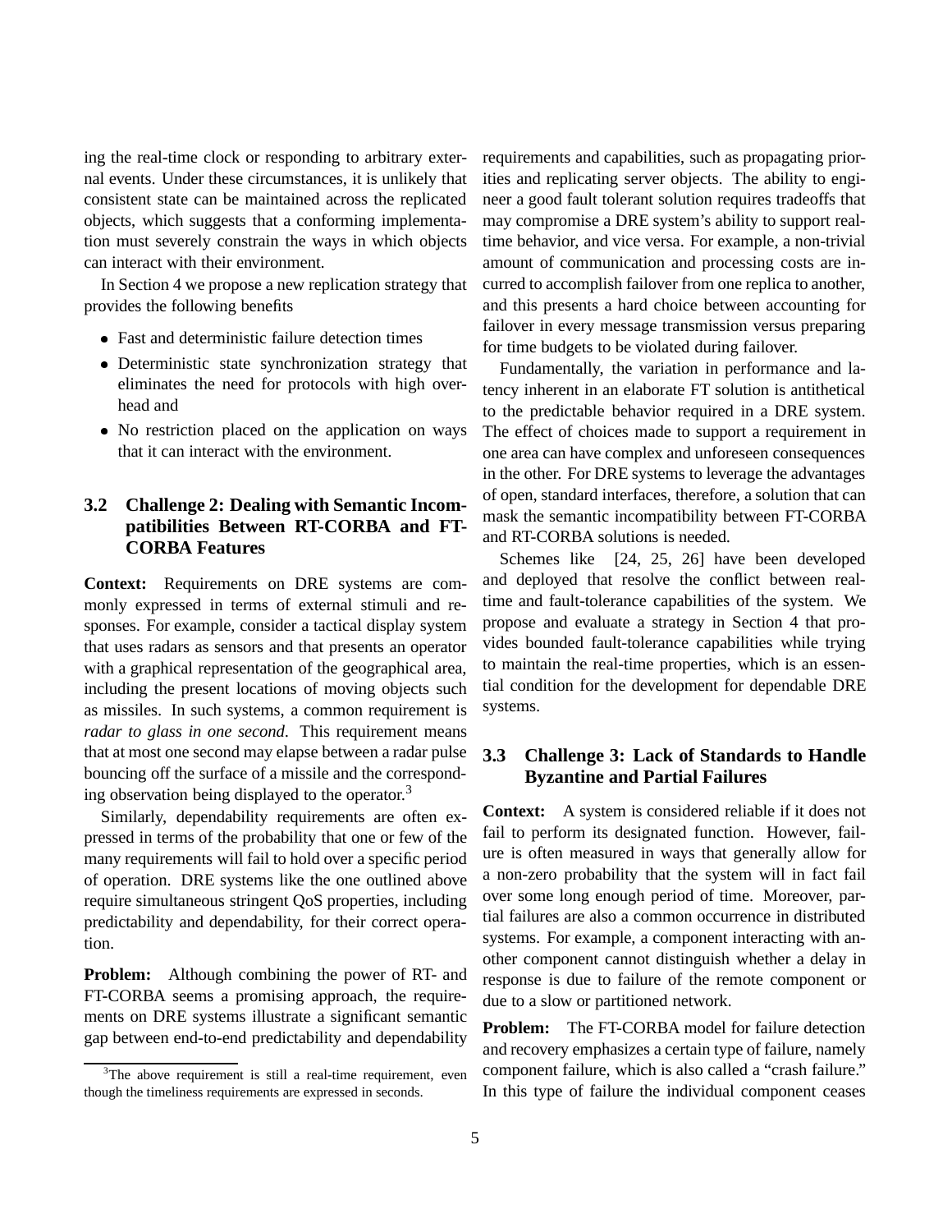ing the real-time clock or responding to arbitrary external events. Under these circumstances, it is unlikely that consistent state can be maintained across the replicated objects, which suggests that a conforming implementation must severely constrain the ways in which objects can interact with their environment.

In Section 4 we propose a new replication strategy that provides the following benefits

- Fast and deterministic failure detection times
- Deterministic state synchronization strategy that eliminates the need for protocols with high overhead and
- No restriction placed on the application on ways that it can interact with the environment.

### 3.2 Challenge 2: Dealing with Semantic Incompatibilities Between RT-CORBA and FT-CORBA Features

**Context:** Requirements on DRE systems are commonly expressed in terms of external stimuli and responses. For example, consider a tactical display system that uses radars as sensors and that presents an operator with a graphical representation of the geographical area, including the present locations of moving objects such as missiles. In such systems, a common requirement is *radar to glass in one second*. This requirement means that at most one second may elapse between a radar pulse bouncing off the surface of a missile and the corresponding observation being displayed to the operator.[3]

Similarly, dependability requirements are often expressed in terms of the probability that one or few of the many requirements will fail to hold over a specific period of operation. DRE systems like the one outlined above require simultaneous stringent QoS properties, including predictability and dependability, for their correct operation.

**Problem:** Although combining the power of RT- and FT-CORBA seems a promising approach, the requirements on DRE systems illustrate a significant semantic gap between end-to-end predictability and dependability requirements and capabilities, such as propagating priorities and replicating server objects. The ability to engineer a good fault tolerant solution requires tradeoffs that may compromise a DRE system's ability to support real-time behavior, and vice versa. For example, a non-trivial amount of communication and processing costs are incurred to accomplish failover from one replica to another, and this presents a hard choice between accounting for failover in every message transmission versus preparing for time budgets to be violated during failover.

Fundamentally, the variation in performance and latency inherent in an elaborate FT solution is antithetical to the predictable behavior required in a DRE system. The effect of choices made to support a requirement in one area can have complex and unforeseen consequences in the other. For DRE systems to leverage the advantages of open, standard interfaces, therefore, a solution that can mask the semantic incompatibility between FT-CORBA and RT-CORBA solutions is needed.

Schemes like [24, 25, 26] have been developed and deployed that resolve the conflict between real-time and fault-tolerance capabilities of the system. We propose and evaluate a strategy in Section 4 that provides bounded fault-tolerance capabilities while trying to maintain the real-time properties, which is an essential condition for the development for dependable DRE systems.

### 3.3 Challenge 3: Lack of Standards to Handle Byzantine and Partial Failures

**Context:** A system is considered reliable if it does not fail to perform its designated function. However, failure is often measured in ways that generally allow for a non-zero probability that the system will in fact fail over some long enough period of time. Moreover, partial failures are also a common occurrence in distributed systems. For example, a component interacting with another component cannot distinguish whether a delay in response is due to failure of the remote component or due to a slow or partitioned network.

**Problem:** The FT-CORBA model for failure detection and recovery emphasizes a certain type of failure, namely component failure, which is also called a "crash failure." In this type of failure the individual component ceases

[3] The above requirement is still a real-time requirement, even though the timeliness requirements are expressed in seconds.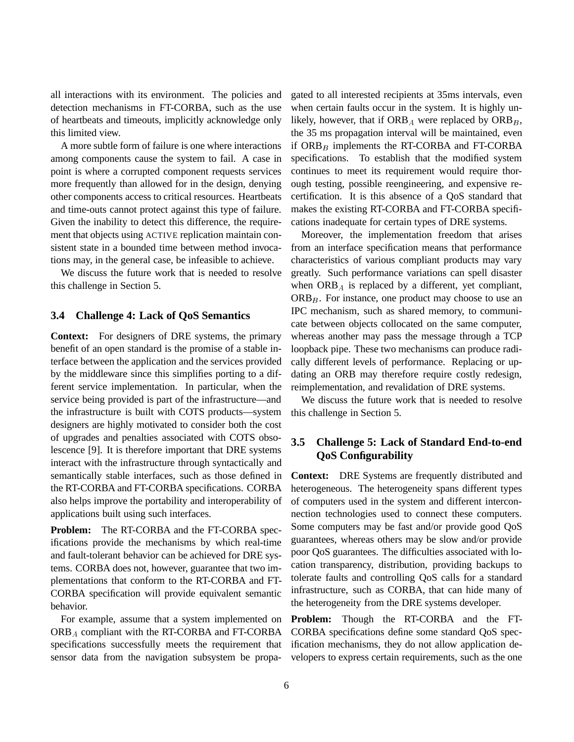all interactions with its environment. The policies and detection mechanisms in FT-CORBA, such as the use of heartbeats and timeouts, implicitly acknowledge only this limited view.

A more subtle form of failure is one where interactions among components cause the system to fail. A case in point is where a corrupted component requests services more frequently than allowed for in the design, denying other components access to critical resources. Heartbeats and time-outs cannot protect against this type of failure. Given the inability to detect this difference, the requirement that objects using ACTIVE replication maintain consistent state in a bounded time between method invocations may, in the general case, be infeasible to achieve.

We discuss the future work that is needed to resolve this challenge in Section 5.

### 3.4 Challenge 4: Lack of QoS Semantics

**Context:** For designers of DRE systems, the primary benefit of an open standard is the promise of a stable interface between the application and the services provided by the middleware since this simplifies porting to a different service implementation. In particular, when the service being provided is part of the infrastructure—and the infrastructure is built with COTS products—system designers are highly motivated to consider both the cost of upgrades and penalties associated with COTS obsolescence [9]. It is therefore important that DRE systems interact with the infrastructure through syntactically and semantically stable interfaces, such as those defined in the RT-CORBA and FT-CORBA specifications. CORBA also helps improve the portability and interoperability of applications built using such interfaces.

**Problem:** The RT-CORBA and the FT-CORBA specifications provide the mechanisms by which real-time and fault-tolerant behavior can be achieved for DRE systems. CORBA does not, however, guarantee that two implementations that conform to the RT-CORBA and FT-CORBA specification will provide equivalent semantic behavior.

For example, assume that a system implemented on $\text{ORB}_A$ compliant with the RT-CORBA and FT-CORBA specifications successfully meets the requirement that sensor data from the navigation subsystem be propagated to all interested recipients at 35ms intervals, even when certain faults occur in the system. It is highly unlikely, however, that if $\text{ORB}_A$ were replaced by $\text{ORB}_B$, the 35 ms propagation interval will be maintained, even if $\text{ORB}_B$ implements the RT-CORBA and FT-CORBA specifications. To establish that the modified system continues to meet its requirement would require thorough testing, possible reengineering, and expensive recertification. It is this absence of a QoS standard that makes the existing RT-CORBA and FT-CORBA specifications inadequate for certain types of DRE systems.

Moreover, the implementation freedom that arises from an interface specification means that performance characteristics of various compliant products may vary greatly. Such performance variations can spell disaster when $\text{ORB}_A$ is replaced by a different, yet compliant, $\text{ORB}_B$. For instance, one product may choose to use an IPC mechanism, such as shared memory, to communicate between objects collocated on the same computer, whereas another may pass the message through a TCP loopback pipe. These two mechanisms can produce radically different levels of performance. Replacing or updating an ORB may therefore require costly redesign, reimplementation, and revalidation of DRE systems.

We discuss the future work that is needed to resolve this challenge in Section 5.

### 3.5 Challenge 5: Lack of Standard End-to-end QoS Configurability

**Context:** DRE Systems are frequently distributed and heterogeneous. The heterogeneity spans different types of computers used in the system and different interconnection technologies used to connect these computers. Some computers may be fast and/or provide good QoS guarantees, whereas others may be slow and/or provide poor QoS guarantees. The difficulties associated with location transparency, distribution, providing backups to tolerate faults and controlling QoS calls for a standard infrastructure, such as CORBA, that can hide many of the heterogeneity from the DRE systems developer.

**Problem:** Though the RT-CORBA and the FT-CORBA specifications define some standard QoS specification mechanisms, they do not allow application developers to express certain requirements, such as the one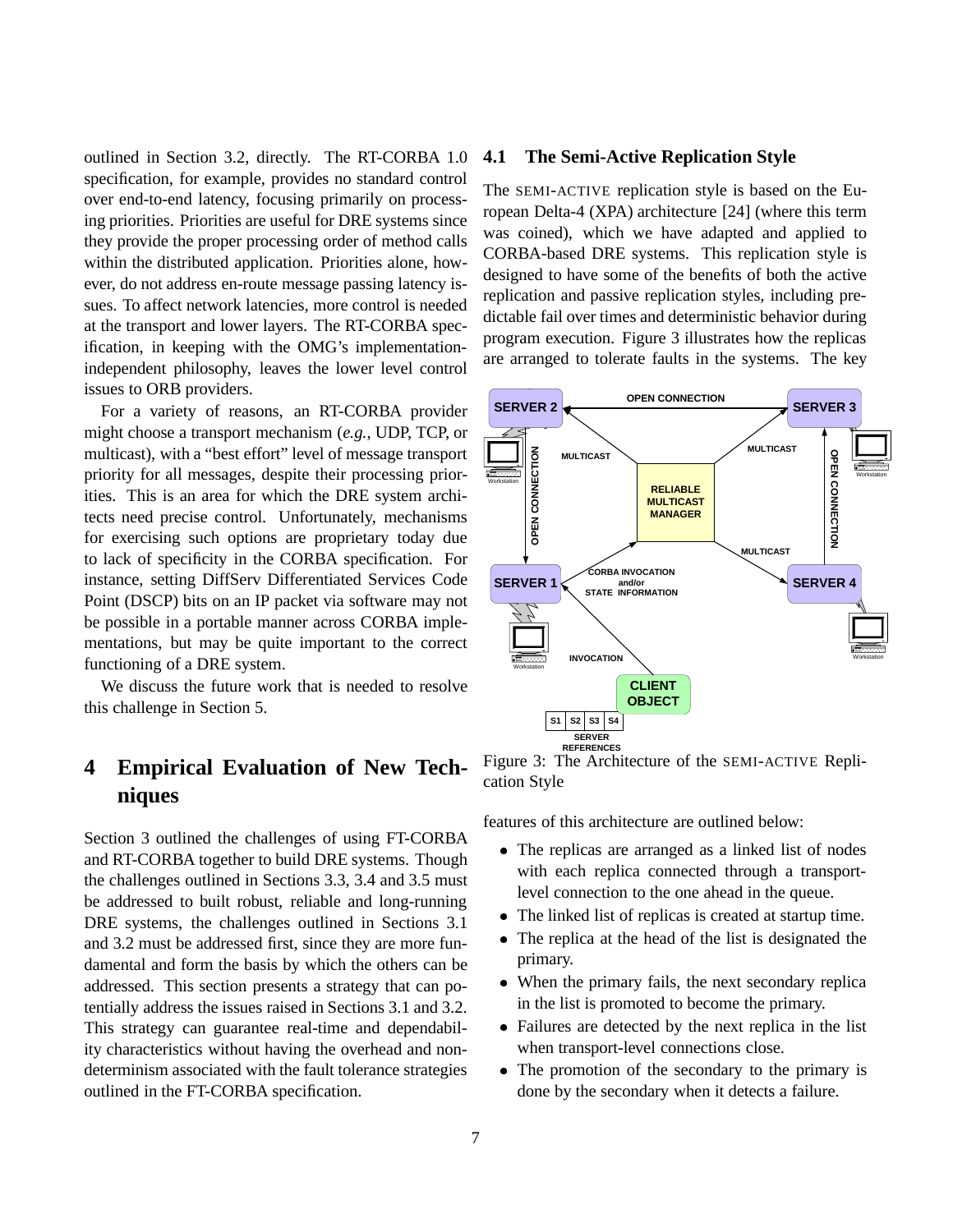outlined in Section 3.2, directly. The RT-CORBA 1.0 specification, for example, provides no standard control over end-to-end latency, focusing primarily on processing priorities. Priorities are useful for DRE systems since they provide the proper processing order of method calls within the distributed application. Priorities alone, however, do not address en-route message passing latency issues. To affect network latencies, more control is needed at the transport and lower layers. The RT-CORBA specification, in keeping with the OMG's implementation-independent philosophy, leaves the lower level control issues to ORB providers.

For a variety of reasons, an RT-CORBA provider might choose a transport mechanism (*e.g.*, UDP, TCP, or multicast), with a "best effort" level of message transport priority for all messages, despite their processing priorities. This is an area for which the DRE system architects need precise control. Unfortunately, mechanisms for exercising such options are proprietary today due to lack of specificity in the CORBA specification. For instance, setting DiffServ Differentiated Services Code Point (DSCP) bits on an IP packet via software may not be possible in a portable manner across CORBA implementations, but may be quite important to the correct functioning of a DRE system.

We discuss the future work that is needed to resolve this challenge in Section 5.

# 4 Empirical Evaluation of New Techniques

Section 3 outlined the challenges of using FT-CORBA and RT-CORBA together to build DRE systems. Though the challenges outlined in Sections 3.3, 3.4 and 3.5 must be addressed to built robust, reliable and long-running DRE systems, the challenges outlined in Sections 3.1 and 3.2 must be addressed first, since they are more fundamental and form the basis by which the others can be addressed. This section presents a strategy that can potentially address the issues raised in Sections 3.1 and 3.2. This strategy can guarantee real-time and dependability characteristics without having the overhead and non-determinism associated with the fault tolerance strategies outlined in the FT-CORBA specification.

## 4.1 The Semi-Active Replication Style

The SEMI-ACTIVE replication style is based on the European Delta-4 (XPA) architecture [24] (where this term was coined), which we have adapted and applied to CORBA-based DRE systems. This replication style is designed to have some of the benefits of both the active replication and passive replication styles, including predictable fail over times and deterministic behavior during program execution. Figure 3 illustrates how the replicas are arranged to tolerate faults in the systems. The key features of this architecture are outlined below:

Figure 3: The Architecture of the SEMI-ACTIVE Replication Style

- The replicas are arranged as a linked list of nodes with each replica connected through a transport-level connection to the one ahead in the queue.
- The linked list of replicas is created at startup time.
- The replica at the head of the list is designated the primary.
- When the primary fails, the next secondary replica in the list is promoted to become the primary.
- Failures are detected by the next replica in the list when transport-level connections close.
- The promotion of the secondary to the primary is done by the secondary when it detects a failure.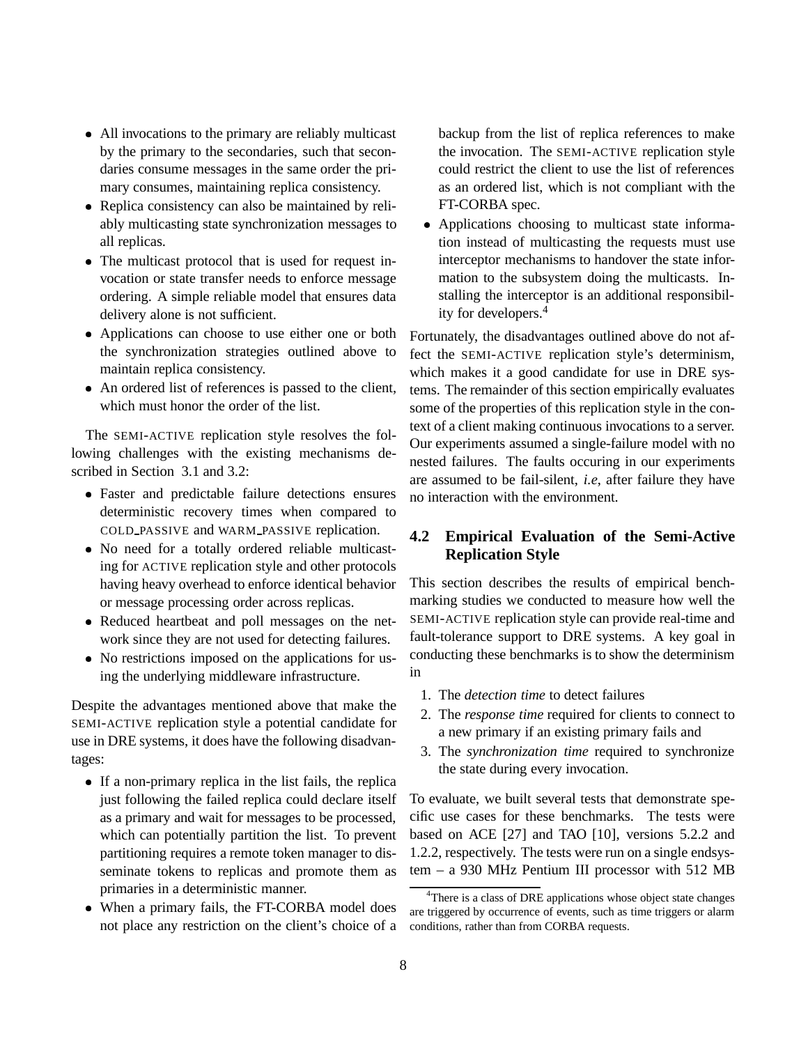- All invocations to the primary are reliably multicast by the primary to the secondaries, such that secondaries consume messages in the same order the primary consumes, maintaining replica consistency.
- Replica consistency can also be maintained by reliably multicasting state synchronization messages to all replicas.
- The multicast protocol that is used for request invocation or state transfer needs to enforce message ordering. A simple reliable model that ensures data delivery alone is not sufficient.
- Applications can choose to use either one or both the synchronization strategies outlined above to maintain replica consistency.
- An ordered list of references is passed to the client, which must honor the order of the list.

The SEMI-ACTIVE replication style resolves the following challenges with the existing mechanisms described in Section 3.1 and 3.2:

- Faster and predictable failure detections ensures deterministic recovery times when compared to COLD_PASSIVE and WARM_PASSIVE replication.
- No need for a totally ordered reliable multicasting for ACTIVE replication style and other protocols having heavy overhead to enforce identical behavior or message processing order across replicas.
- Reduced heartbeat and poll messages on the network since they are not used for detecting failures.
- No restrictions imposed on the applications for using the underlying middleware infrastructure.

Despite the advantages mentioned above that make the SEMI-ACTIVE replication style a potential candidate for use in DRE systems, it does have the following disadvantages:

- If a non-primary replica in the list fails, the replica just following the failed replica could declare itself as a primary and wait for messages to be processed, which can potentially partition the list. To prevent partitioning requires a remote token manager to disseminate tokens to replicas and promote them as primaries in a deterministic manner.
- When a primary fails, the FT-CORBA model does not place any restriction on the client's choice of a backup from the list of replica references to make the invocation. The SEMI-ACTIVE replication style could restrict the client to use the list of references as an ordered list, which is not compliant with the FT-CORBA spec.
- Applications choosing to multicast state information instead of multicasting the requests must use interceptor mechanisms to handover the state information to the subsystem doing the multicasts. Installing the interceptor is an additional responsibility for developers.[4]

Fortunately, the disadvantages outlined above do not affect the SEMI-ACTIVE replication style's determinism, which makes it a good candidate for use in DRE systems. The remainder of this section empirically evaluates some of the properties of this replication style in the context of a client making continuous invocations to a server. Our experiments assumed a single-failure model with no nested failures. The faults occuring in our experiments are assumed to be fail-silent, *i.e*, after failure they have no interaction with the environment.

### 4.2 Empirical Evaluation of the Semi-Active Replication Style

This section describes the results of empirical benchmarking studies we conducted to measure how well the SEMI-ACTIVE replication style can provide real-time and fault-tolerance support to DRE systems. A key goal in conducting these benchmarks is to show the determinism in

1. The *detection time* to detect failures
2. The *response time* required for clients to connect to a new primary if an existing primary fails and
3. The *synchronization time* required to synchronize the state during every invocation.

To evaluate, we built several tests that demonstrate specific use cases for these benchmarks. The tests were based on ACE [27] and TAO [10], versions 5.2.2 and 1.2.2, respectively. The tests were run on a single endsystem – a 930 MHz Pentium III processor with 512 MB

[4] There is a class of DRE applications whose object state changes are triggered by occurrence of events, such as time triggers or alarm conditions, rather than from CORBA requests.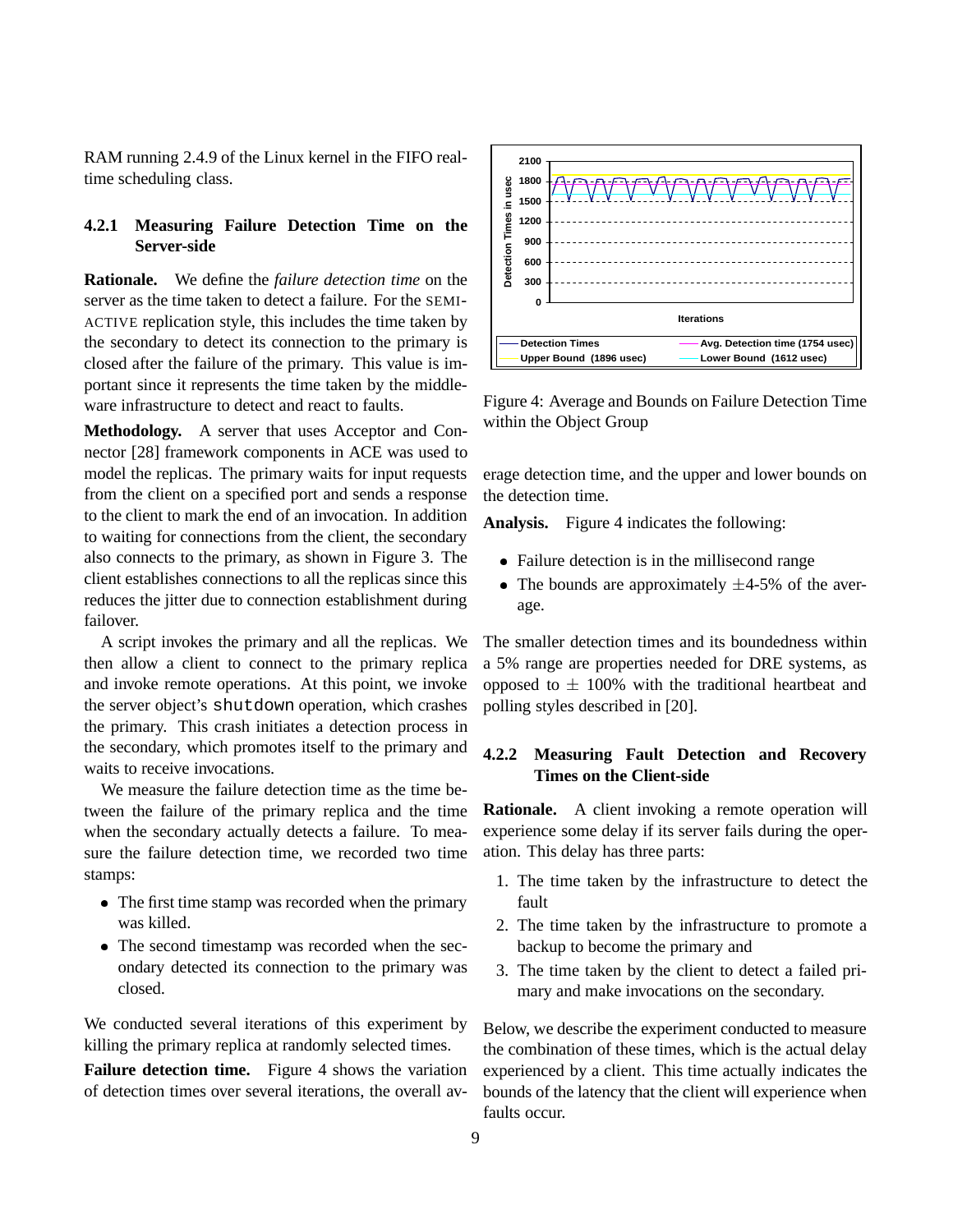RAM running 2.4.9 of the Linux kernel in the FIFO real-time scheduling class.

#### 4.2.1 Measuring Failure Detection Time on the Server-side

**Rationale.** We define the *failure detection time* on the server as the time taken to detect a failure. For the SEMI-ACTIVE replication style, this includes the time taken by the secondary to detect its connection to the primary is closed after the failure of the primary. This value is important since it represents the time taken by the middleware infrastructure to detect and react to faults.

**Methodology.** A server that uses Acceptor and Connector [28] framework components in ACE was used to model the replicas. The primary waits for input requests from the client on a specified port and sends a response to the client to mark the end of an invocation. In addition to waiting for connections from the client, the secondary also connects to the primary, as shown in Figure 3. The client establishes connections to all the replicas since this reduces the jitter due to connection establishment during failover.

A script invokes the primary and all the replicas. We then allow a client to connect to the primary replica and invoke remote operations. At this point, we invoke the server object's `shutdown` operation, which crashes the primary. This crash initiates a detection process in the secondary, which promotes itself to the primary and waits to receive invocations.

We measure the failure detection time as the time between the failure of the primary replica and the time when the secondary actually detects a failure. To measure the failure detection time, we recorded two time stamps:

- The first time stamp was recorded when the primary was killed.
- The second timestamp was recorded when the secondary detected its connection to the primary was closed.

We conducted several iterations of this experiment by killing the primary replica at randomly selected times.

**Failure detection time.** Figure 4 shows the variation of detection times over several iterations, the overall average detection time, and the upper and lower bounds on the detection time.

Figure 4: Average and Bounds on Failure Detection Time within the Object Group

**Analysis.** Figure 4 indicates the following:

- Failure detection is in the millisecond range
- The bounds are approximately $\pm$4-5% of the average.

The smaller detection times and its boundedness within a 5% range are properties needed for DRE systems, as opposed to $\pm$ 100% with the traditional heartbeat and polling styles described in [20].

#### 4.2.2 Measuring Fault Detection and Recovery Times on the Client-side

**Rationale.** A client invoking a remote operation will experience some delay if its server fails during the operation. This delay has three parts:

1. The time taken by the infrastructure to detect the fault
2. The time taken by the infrastructure to promote a backup to become the primary and
3. The time taken by the client to detect a failed primary and make invocations on the secondary.

Below, we describe the experiment conducted to measure the combination of these times, which is the actual delay experienced by a client. This time actually indicates the bounds of the latency that the client will experience when faults occur.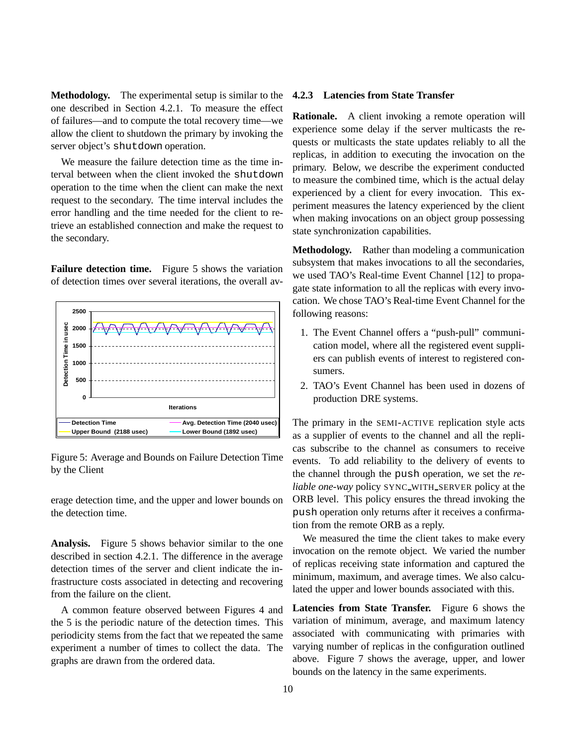**Methodology.** The experimental setup is similar to the one described in Section 4.2.1. To measure the effect of failures—and to compute the total recovery time—we allow the client to shutdown the primary by invoking the server object's `shutdown` operation.

We measure the failure detection time as the time interval between when the client invoked the `shutdown` operation to the time when the client can make the next request to the secondary. The time interval includes the error handling and the time needed for the client to retrieve an established connection and make the request to the secondary.

**Failure detection time.** Figure 5 shows the variation of detection times over several iterations, the overall average detection time, and the upper and lower bounds on the detection time.

Figure 5: Average and Bounds on Failure Detection Time by the Client

**Analysis.** Figure 5 shows behavior similar to the one described in section 4.2.1. The difference in the average detection times of the server and client indicate the infrastructure costs associated in detecting and recovering from the failure on the client.

A common feature observed between Figures 4 and the 5 is the periodic nature of the detection times. This periodicity stems from the fact that we repeated the same experiment a number of times to collect the data. The graphs are drawn from the ordered data.

#### 4.2.3 Latencies from State Transfer

**Rationale.** A client invoking a remote operation will experience some delay if the server multicasts the requests or multicasts the state updates reliably to all the replicas, in addition to executing the invocation on the primary. Below, we describe the experiment conducted to measure the combined time, which is the actual delay experienced by a client for every invocation. This experiment measures the latency experienced by the client when making invocations on an object group possessing state synchronization capabilities.

**Methodology.** Rather than modeling a communication subsystem that makes invocations to all the secondaries, we used TAO's Real-time Event Channel [12] to propagate state information to all the replicas with every invocation. We chose TAO's Real-time Event Channel for the following reasons:

1. The Event Channel offers a "push-pull" communication model, where all the registered event suppliers can publish events of interest to registered consumers.
2. TAO's Event Channel has been used in dozens of production DRE systems.

The primary in the SEMI-ACTIVE replication style acts as a supplier of events to the channel and all the replicas can subscribe to the channel as consumers to receive events. To add reliability to the delivery of events to the channel through the `push` operation, we set the *reliable one-way* policy SYNC_WITH_SERVER policy at the ORB level. This policy ensures the thread invoking the `push` operation only returns after it receives a confirmation from the remote ORB as a reply.

We measured the time the client takes to make every invocation on the remote object. We varied the number of replicas receiving state information and captured the minimum, maximum, and average times. We also calculated the upper and lower bounds associated with this.

**Latencies from State Transfer.** Figure 6 shows the variation of minimum, average, and maximum latency associated with communicating with primaries with varying number of replicas in the configuration outlined above. Figure 7 shows the average, upper, and lower bounds on the latency in the same experiments.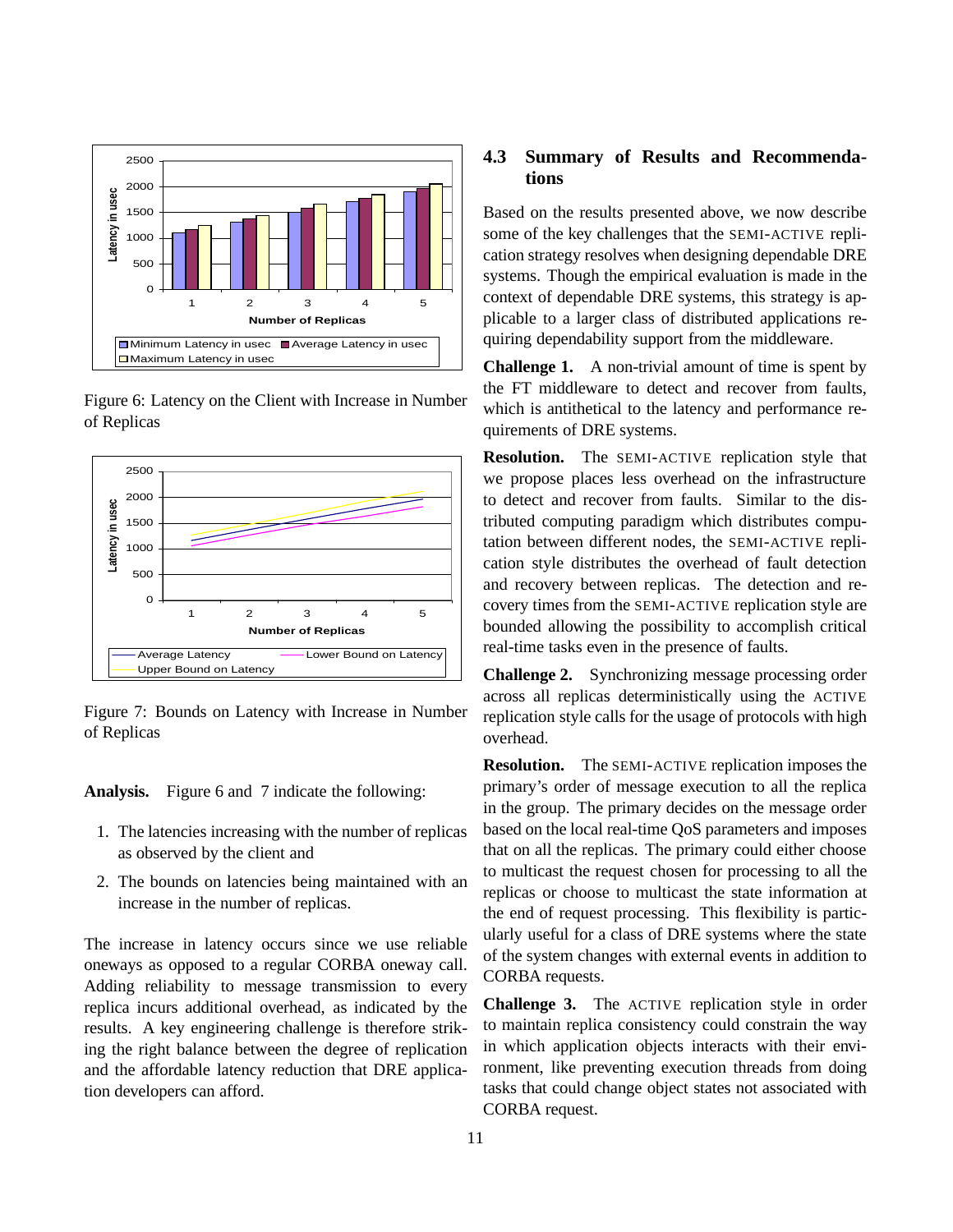Figure 6: Latency on the Client with Increase in Number of Replicas

Figure 7: Bounds on Latency with Increase in Number of Replicas

**Analysis.** Figure 6 and 7 indicate the following:

1. The latencies increasing with the number of replicas as observed by the client and
2. The bounds on latencies being maintained with an increase in the number of replicas.

The increase in latency occurs since we use reliable oneways as opposed to a regular CORBA oneway call. Adding reliability to message transmission to every replica incurs additional overhead, as indicated by the results. A key engineering challenge is therefore striking the right balance between the degree of replication and the affordable latency reduction that DRE application developers can afford.

### 4.3 Summary of Results and Recommendations

Based on the results presented above, we now describe some of the key challenges that the SEMI-ACTIVE replication strategy resolves when designing dependable DRE systems. Though the empirical evaluation is made in the context of dependable DRE systems, this strategy is applicable to a larger class of distributed applications requiring dependability support from the middleware.

**Challenge 1.** A non-trivial amount of time is spent by the FT middleware to detect and recover from faults, which is antithetical to the latency and performance requirements of DRE systems.

**Resolution.** The SEMI-ACTIVE replication style that we propose places less overhead on the infrastructure to detect and recover from faults. Similar to the distributed computing paradigm which distributes computation between different nodes, the SEMI-ACTIVE replication style distributes the overhead of fault detection and recovery between replicas. The detection and recovery times from the SEMI-ACTIVE replication style are bounded allowing the possibility to accomplish critical real-time tasks even in the presence of faults.

**Challenge 2.** Synchronizing message processing order across all replicas deterministically using the ACTIVE replication style calls for the usage of protocols with high overhead.

**Resolution.** The SEMI-ACTIVE replication imposes the primary's order of message execution to all the replica in the group. The primary decides on the message order based on the local real-time QoS parameters and imposes that on all the replicas. The primary could either choose to multicast the request chosen for processing to all the replicas or choose to multicast the state information at the end of request processing. This flexibility is particularly useful for a class of DRE systems where the state of the system changes with external events in addition to CORBA requests.

**Challenge 3.** The ACTIVE replication style in order to maintain replica consistency could constrain the way in which application objects interacts with their environment, like preventing execution threads from doing tasks that could change object states not associated with CORBA request.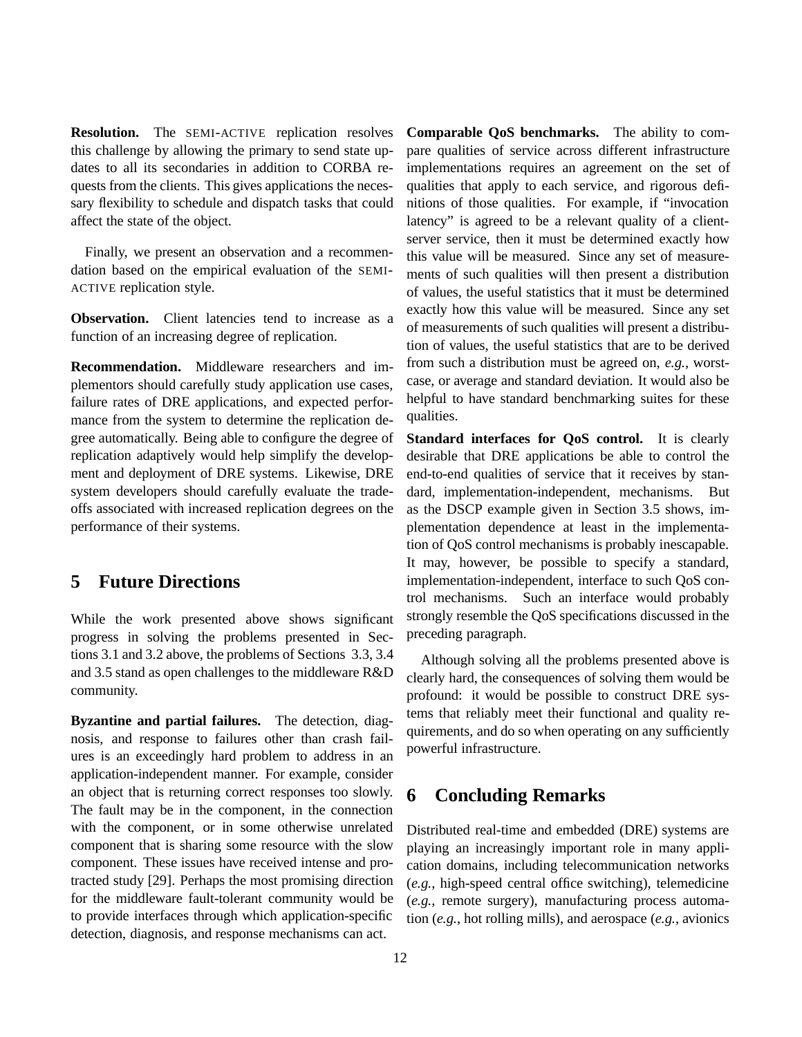**Resolution.** The SEMI-ACTIVE replication resolves this challenge by allowing the primary to send state updates to all its secondaries in addition to CORBA requests from the clients. This gives applications the necessary flexibility to schedule and dispatch tasks that could affect the state of the object.

Finally, we present an observation and a recommendation based on the empirical evaluation of the SEMI-ACTIVE replication style.

**Observation.** Client latencies tend to increase as a function of an increasing degree of replication.

**Recommendation.** Middleware researchers and implementors should carefully study application use cases, failure rates of DRE applications, and expected performance from the system to determine the replication degree automatically. Being able to configure the degree of replication adaptively would help simplify the development and deployment of DRE systems. Likewise, DRE system developers should carefully evaluate the tradeoffs associated with increased replication degrees on the performance of their systems.

## 5 Future Directions

While the work presented above shows significant progress in solving the problems presented in Sections 3.1 and 3.2 above, the problems of Sections 3.3, 3.4 and 3.5 stand as open challenges to the middleware R&D community.

**Byzantine and partial failures.** The detection, diagnosis, and response to failures other than crash failures is an exceedingly hard problem to address in an application-independent manner. For example, consider an object that is returning correct responses too slowly. The fault may be in the component, in the connection with the component, or in some otherwise unrelated component that is sharing some resource with the slow component. These issues have received intense and protracted study [29]. Perhaps the most promising direction for the middleware fault-tolerant community would be to provide interfaces through which application-specific detection, diagnosis, and response mechanisms can act.

**Comparable QoS benchmarks.** The ability to compare qualities of service across different infrastructure implementations requires an agreement on the set of qualities that apply to each service, and rigorous definitions of those qualities. For example, if "invocation latency" is agreed to be a relevant quality of a client-server service, then it must be determined exactly how this value will be measured. Since any set of measurements of such qualities will then present a distribution of values, the useful statistics that it must be determined exactly how this value will be measured. Since any set of measurements of such qualities will present a distribution of values, the useful statistics that are to be derived from such a distribution must be agreed on, *e.g.*, worst-case, or average and standard deviation. It would also be helpful to have standard benchmarking suites for these qualities.

**Standard interfaces for QoS control.** It is clearly desirable that DRE applications be able to control the end-to-end qualities of service that it receives by standard, implementation-independent, mechanisms. But as the DSCP example given in Section 3.5 shows, implementation dependence at least in the implementation of QoS control mechanisms is probably inescapable. It may, however, be possible to specify a standard, implementation-independent, interface to such QoS control mechanisms. Such an interface would probably strongly resemble the QoS specifications discussed in the preceding paragraph.

Although solving all the problems presented above is clearly hard, the consequences of solving them would be profound: it would be possible to construct DRE systems that reliably meet their functional and quality requirements, and do so when operating on any sufficiently powerful infrastructure.

## 6 Concluding Remarks

Distributed real-time and embedded (DRE) systems are playing an increasingly important role in many application domains, including telecommunication networks (*e.g.*, high-speed central office switching), telemedicine (*e.g.*, remote surgery), manufacturing process automation (*e.g.*, hot rolling mills), and aerospace (*e.g.*, avionics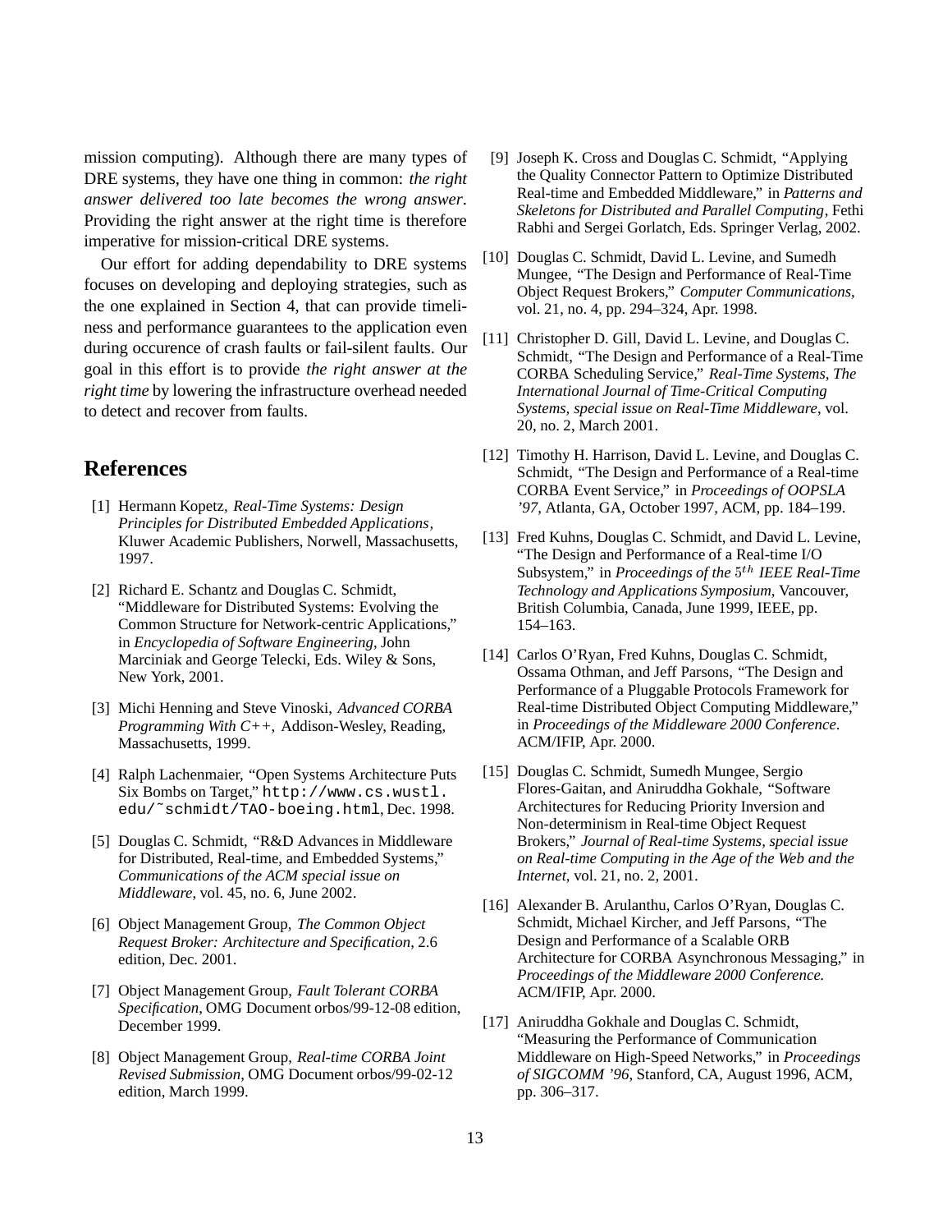mission computing). Although there are many types of DRE systems, they have one thing in common: *the right answer delivered too late becomes the wrong answer*. Providing the right answer at the right time is therefore imperative for mission-critical DRE systems.

Our effort for adding dependability to DRE systems focuses on developing and deploying strategies, such as the one explained in Section 4, that can provide timeliness and performance guarantees to the application even during occurence of crash faults or fail-silent faults. Our goal in this effort is to provide *the right answer at the right time* by lowering the infrastructure overhead needed to detect and recover from faults.

## References

[1] Hermann Kopetz, *Real-Time Systems: Design Principles for Distributed Embedded Applications*, Kluwer Academic Publishers, Norwell, Massachusetts, 1997.

[2] Richard E. Schantz and Douglas C. Schmidt, "Middleware for Distributed Systems: Evolving the Common Structure for Network-centric Applications," in *Encyclopedia of Software Engineering*, John Marciniak and George Telecki, Eds. Wiley & Sons, New York, 2001.

[3] Michi Henning and Steve Vinoski, *Advanced CORBA Programming With C++*, Addison-Wesley, Reading, Massachusetts, 1999.

[4] Ralph Lachenmaier, "Open Systems Architecture Puts Six Bombs on Target," `http://www.cs.wustl.edu/~schmidt/TAO-boeing.html`, Dec. 1998.

[5] Douglas C. Schmidt, "R&D Advances in Middleware for Distributed, Real-time, and Embedded Systems," *Communications of the ACM special issue on Middleware*, vol. 45, no. 6, June 2002.

[6] Object Management Group, *The Common Object Request Broker: Architecture and Specification*, 2.6 edition, Dec. 2001.

[7] Object Management Group, *Fault Tolerant CORBA Specification*, OMG Document orbos/99-12-08 edition, December 1999.

[8] Object Management Group, *Real-time CORBA Joint Revised Submission*, OMG Document orbos/99-02-12 edition, March 1999.

[9] Joseph K. Cross and Douglas C. Schmidt, "Applying the Quality Connector Pattern to Optimize Distributed Real-time and Embedded Middleware," in *Patterns and Skeletons for Distributed and Parallel Computing*, Fethi Rabhi and Sergei Gorlatch, Eds. Springer Verlag, 2002.

[10] Douglas C. Schmidt, David L. Levine, and Sumedh Mungee, "The Design and Performance of Real-Time Object Request Brokers," *Computer Communications*, vol. 21, no. 4, pp. 294–324, Apr. 1998.

[11] Christopher D. Gill, David L. Levine, and Douglas C. Schmidt, "The Design and Performance of a Real-Time CORBA Scheduling Service," *Real-Time Systems, The International Journal of Time-Critical Computing Systems, special issue on Real-Time Middleware*, vol. 20, no. 2, March 2001.

[12] Timothy H. Harrison, David L. Levine, and Douglas C. Schmidt, "The Design and Performance of a Real-time CORBA Event Service," in *Proceedings of OOPSLA '97*, Atlanta, GA, October 1997, ACM, pp. 184–199.

[13] Fred Kuhns, Douglas C. Schmidt, and David L. Levine, "The Design and Performance of a Real-time I/O Subsystem," in *Proceedings of the $5^{th}$ IEEE Real-Time Technology and Applications Symposium*, Vancouver, British Columbia, Canada, June 1999, IEEE, pp. 154–163.

[14] Carlos O'Ryan, Fred Kuhns, Douglas C. Schmidt, Ossama Othman, and Jeff Parsons, "The Design and Performance of a Pluggable Protocols Framework for Real-time Distributed Object Computing Middleware," in *Proceedings of the Middleware 2000 Conference*. ACM/IFIP, Apr. 2000.

[15] Douglas C. Schmidt, Sumedh Mungee, Sergio Flores-Gaitan, and Aniruddha Gokhale, "Software Architectures for Reducing Priority Inversion and Non-determinism in Real-time Object Request Brokers," *Journal of Real-time Systems, special issue on Real-time Computing in the Age of the Web and the Internet*, vol. 21, no. 2, 2001.

[16] Alexander B. Arulanthu, Carlos O'Ryan, Douglas C. Schmidt, Michael Kircher, and Jeff Parsons, "The Design and Performance of a Scalable ORB Architecture for CORBA Asynchronous Messaging," in *Proceedings of the Middleware 2000 Conference*. ACM/IFIP, Apr. 2000.

[17] Aniruddha Gokhale and Douglas C. Schmidt, "Measuring the Performance of Communication Middleware on High-Speed Networks," in *Proceedings of SIGCOMM '96*, Stanford, CA, August 1996, ACM, pp. 306–317.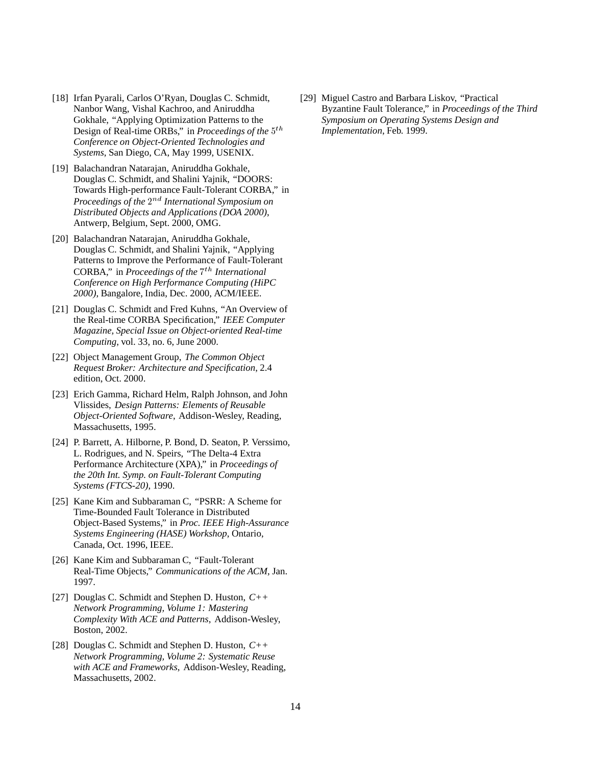[18] Irfan Pyarali, Carlos O'Ryan, Douglas C. Schmidt, Nanbor Wang, Vishal Kachroo, and Aniruddha Gokhale, "Applying Optimization Patterns to the Design of Real-time ORBs," in *Proceedings of the* $5^{th}$ *Conference on Object-Oriented Technologies and Systems*, San Diego, CA, May 1999, USENIX.

[19] Balachandran Natarajan, Aniruddha Gokhale, Douglas C. Schmidt, and Shalini Yajnik, "DOORS: Towards High-performance Fault-Tolerant CORBA," in *Proceedings of the* $2^{nd}$ *International Symposium on Distributed Objects and Applications (DOA 2000)*, Antwerp, Belgium, Sept. 2000, OMG.

[20] Balachandran Natarajan, Aniruddha Gokhale, Douglas C. Schmidt, and Shalini Yajnik, "Applying Patterns to Improve the Performance of Fault-Tolerant CORBA," in *Proceedings of the* $7^{th}$ *International Conference on High Performance Computing (HiPC 2000)*, Bangalore, India, Dec. 2000, ACM/IEEE.

[21] Douglas C. Schmidt and Fred Kuhns, "An Overview of the Real-time CORBA Specification," *IEEE Computer Magazine, Special Issue on Object-oriented Real-time Computing*, vol. 33, no. 6, June 2000.

[22] Object Management Group, *The Common Object Request Broker: Architecture and Specification*, 2.4 edition, Oct. 2000.

[23] Erich Gamma, Richard Helm, Ralph Johnson, and John Vlissides, *Design Patterns: Elements of Reusable Object-Oriented Software*, Addison-Wesley, Reading, Massachusetts, 1995.

[24] P. Barrett, A. Hilborne, P. Bond, D. Seaton, P. Verssimo, L. Rodrigues, and N. Speirs, "The Delta-4 Extra Performance Architecture (XPA)," in *Proceedings of the 20th Int. Symp. on Fault-Tolerant Computing Systems (FTCS-20)*, 1990.

[25] Kane Kim and Subbaraman C, "PSRR: A Scheme for Time-Bounded Fault Tolerance in Distributed Object-Based Systems," in *Proc. IEEE High-Assurance Systems Engineering (HASE) Workshop*, Ontario, Canada, Oct. 1996, IEEE.

[26] Kane Kim and Subbaraman C, "Fault-Tolerant Real-Time Objects," *Communications of the ACM*, Jan. 1997.

[27] Douglas C. Schmidt and Stephen D. Huston, *C++ Network Programming, Volume 1: Mastering Complexity With ACE and Patterns*, Addison-Wesley, Boston, 2002.

[28] Douglas C. Schmidt and Stephen D. Huston, *C++ Network Programming, Volume 2: Systematic Reuse with ACE and Frameworks*, Addison-Wesley, Reading, Massachusetts, 2002.

[29] Miguel Castro and Barbara Liskov, "Practical Byzantine Fault Tolerance," in *Proceedings of the Third Symposium on Operating Systems Design and Implementation*, Feb. 1999.